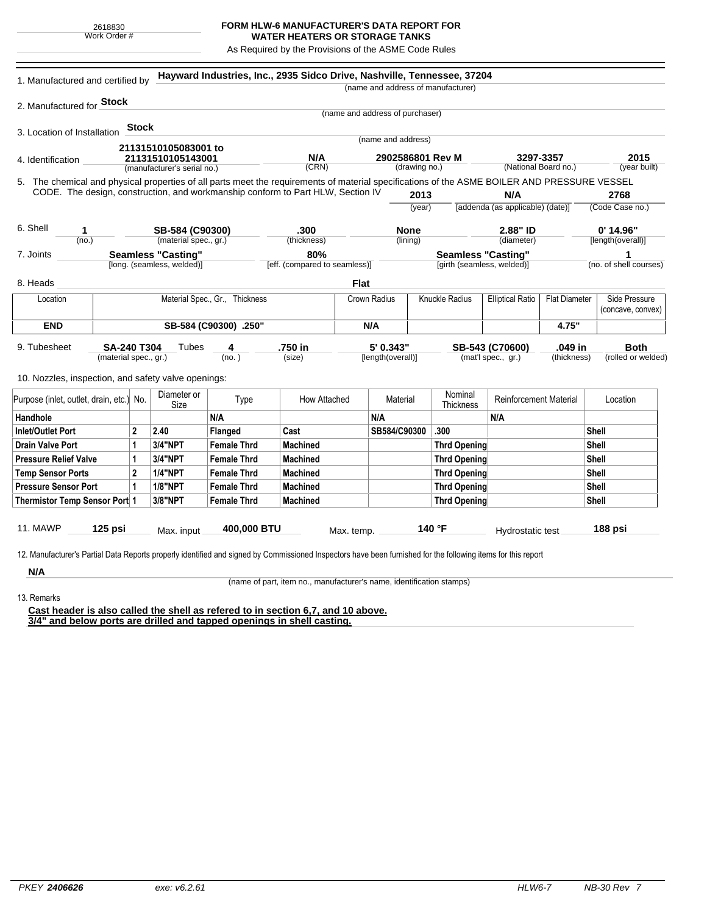2618830
Work Order #

# FORM HLW-6 MANUFACTURER'S DATA REPORT FOR WATER HEATERS OR STORAGE TANKS

As Required by the Provisions of the ASME Code Rules

1. Manufactured and certified by **Hayward Industries, Inc., 2935 Sidco Drive, Nashville, Tennessee, 37204**
(name and address of manufacturer)

2. Manufactured for **Stock**
(name and address of purchaser)

3. Location of Installation **Stock**
(name and address)

4. Identification **21131510105083001 to 21131510105143001** (manufacturer's serial no.) **N/A** (CRN) **2902586801 Rev M** (drawing no.) **3297-3357** (National Board no.) **2015** (year built)

5. The chemical and physical properties of all parts meet the requirements of material specifications of the ASME BOILER AND PRESSURE VESSEL CODE. The design, construction, and workmanship conform to Part HLW, Section IV **2013** (year) **N/A** [addenda (as applicable) (date)] **2768** (Code Case no.)

6. Shell **1** (no.) **SB-584 (C90300)** (material spec., gr.) **.300** (thickness) **None** (lining) **2.88" ID** (diameter) **0' 14.96"** [length(overall)]

7. Joints **Seamless "Casting"** [long. (seamless, welded)] **80%** [eff. (compared to seamless)] **Seamless "Casting"** [girth (seamless, welded)] **1** (no. of shell courses)

8. Heads **Flat**

| Location | Material Spec., Gr., Thickness | Crown Radius | Knuckle Radius | Elliptical Ratio | Flat Diameter | Side Pressure (concave, convex) |
|---|---|---|---|---|---|---|
| **END** | **SB-584 (C90300) .250"** | **N/A** | | | **4.75"** | |

9. Tubesheet **SA-240 T304** (material spec., gr.) Tubes **4** (no.) **.750 in** (size) **5' 0.343"** [length(overall)] **SB-543 (C70600)** (mat'l spec., gr.) **.049 in** (thickness) **Both** (rolled or welded)

10. Nozzles, inspection, and safety valve openings:

| Purpose (inlet, outlet, drain, etc.) | No. | Diameter or Size | Type | How Attached | Material | Nominal Thickness | Reinforcement Material | Location |
|---|---|---|---|---|---|---|---|---|
| **Handhole** | | | **N/A** | | **N/A** | | **N/A** | |
| **Inlet/Outlet Port** | **2** | **2.40** | **Flanged** | **Cast** | **SB584/C90300** | **.300** | | **Shell** |
| **Drain Valve Port** | **1** | **3/4"NPT** | **Female Thrd** | **Machined** | | **Thrd Opening** | | **Shell** |
| **Pressure Relief Valve** | **1** | **3/4"NPT** | **Female Thrd** | **Machined** | | **Thrd Opening** | | **Shell** |
| **Temp Sensor Ports** | **2** | **1/4"NPT** | **Female Thrd** | **Machined** | | **Thrd Opening** | | **Shell** |
| **Pressure Sensor Port** | **1** | **1/8"NPT** | **Female Thrd** | **Machined** | | **Thrd Opening** | | **Shell** |
| **Thermistor Temp Sensor Port** | **1** | **3/8"NPT** | **Female Thrd** | **Machined** | | **Thrd Opening** | | **Shell** |

11. MAWP **125 psi** Max. input **400,000 BTU** Max. temp. **140 °F** Hydrostatic test **188 psi**

12. Manufacturer's Partial Data Reports properly identified and signed by Commissioned Inspectors have been furnished for the following items for this report

**N/A**
(name of part, item no., manufacturer's name, identification stamps)

13. Remarks

**Cast header is also called the shell as refered to in section 6,7, and 10 above.**
**3/4" and below ports are drilled and tapped openings in shell casting.**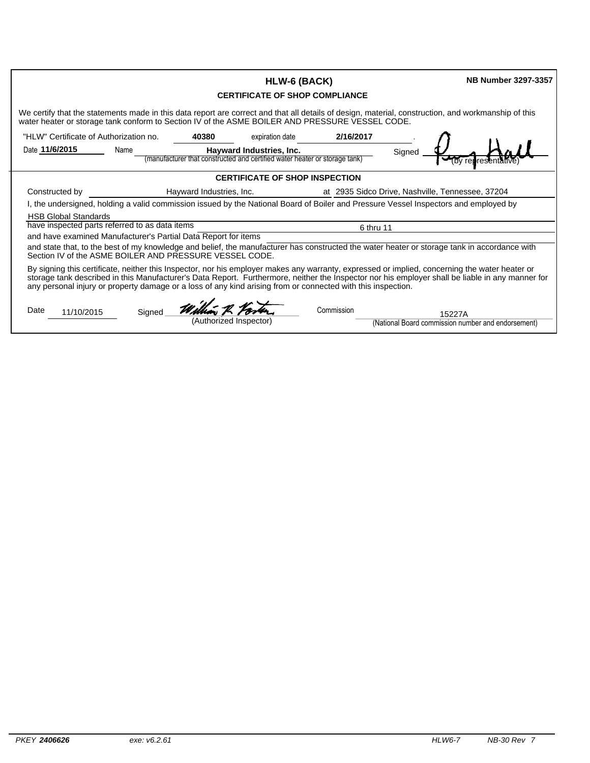# HLW-6 (BACK)

**NB Number 3297-3357**

## CERTIFICATE OF SHOP COMPLIANCE

We certify that the statements made in this data report are correct and that all details of design, material, construction, and workmanship of this water heater or storage tank conform to Section IV of the ASME BOILER AND PRESSURE VESSEL CODE.

"HLW" Certificate of Authorization no. **40380** expiration date **2/16/2017** .

Date **11/6/2015** Name **Hayward Industries, Inc.** Signed Pery Hall
(manufacturer that constructed and certified water heater or storage tank) (by representative)

## CERTIFICATE OF SHOP INSPECTION

Constructed by Hayward Industries, Inc. at 2935 Sidco Drive, Nashville, Tennessee, 37204

I, the undersigned, holding a valid commission issued by the National Board of Boiler and Pressure Vessel Inspectors and employed by HSB Global Standards

have inspected parts referred to as data items 6 thru 11

and have examined Manufacturer's Partial Data Report for items

and state that, to the best of my knowledge and belief, the manufacturer has constructed the water heater or storage tank in accordance with Section IV of the ASME BOILER AND PRESSURE VESSEL CODE.

By signing this certificate, neither this Inspector, nor his employer makes any warranty, expressed or implied, concerning the water heater or storage tank described in this Manufacturer's Data Report. Furthermore, neither the Inspector nor his employer shall be liable in any manner for any personal injury or property damage or a loss of any kind arising from or connected with this inspection.

Date 11/10/2015 Signed William R. Foster Commission 15227A
(Authorized Inspector) (National Board commission number and endorsement)

*PKEY* ***2406626*** *exe: v6.2.61* *HLW6-7* *NB-30 Rev 7*